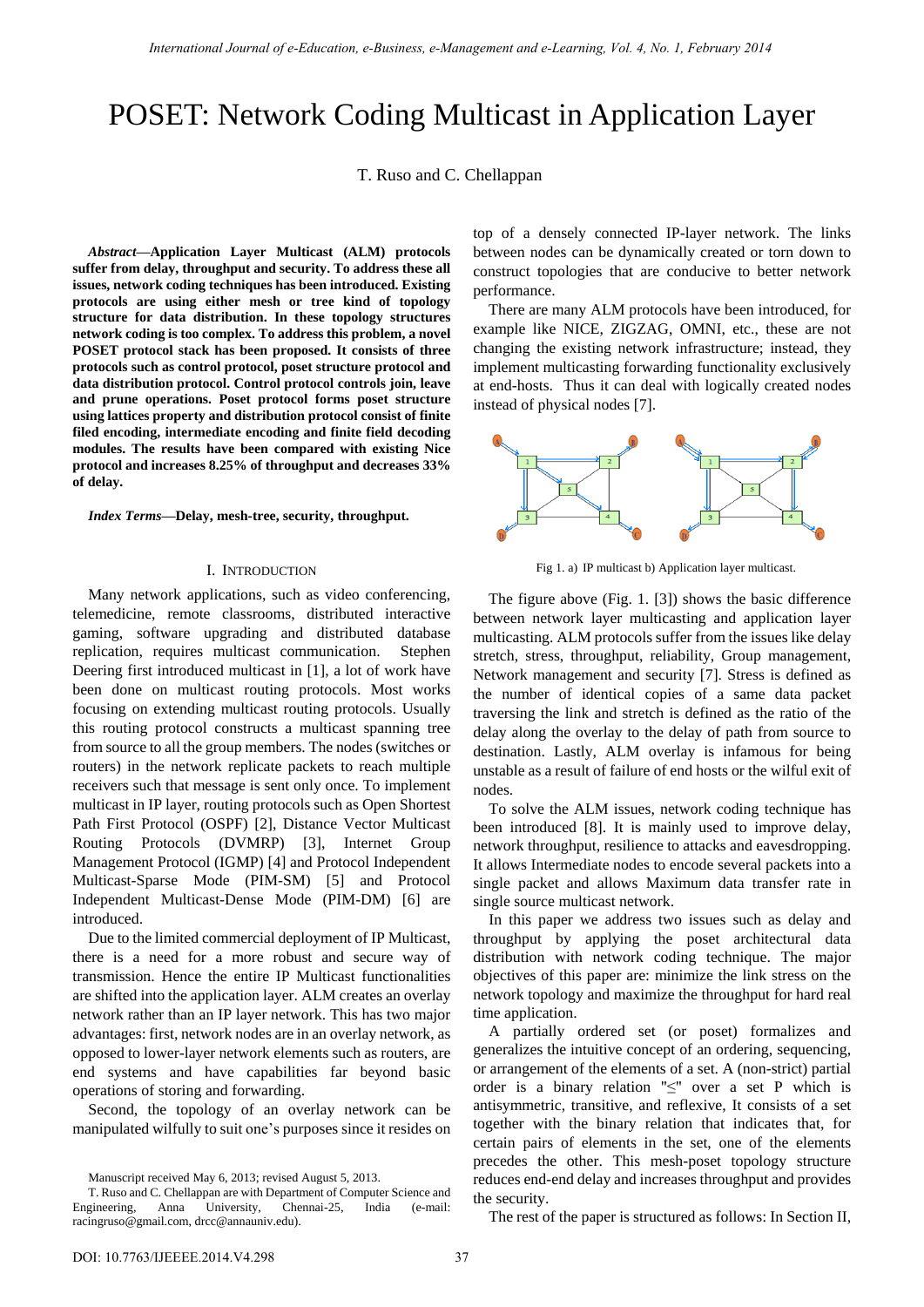// POSET: Network Coding Multicast in Application Layer

# POSET: Network Coding Multicast in Application Layer

T. Ruso and C. Chellappan

***Abstract*—Application Layer Multicast (ALM) protocols suffer from delay, throughput and security. To address these all issues, network coding techniques has been introduced. Existing protocols are using either mesh or tree kind of topology structure for data distribution. In these topology structures network coding is too complex. To address this problem, a novel POSET protocol stack has been proposed. It consists of three protocols such as control protocol, poset structure protocol and data distribution protocol. Control protocol controls join, leave and prune operations. Poset protocol forms poset structure using lattices property and distribution protocol consist of finite filed encoding, intermediate encoding and finite field decoding modules. The results have been compared with existing Nice protocol and increases 8.25% of throughput and decreases 33% of delay.**

***Index Terms*—Delay, mesh-tree, security, throughput.**

## I. Introduction

Many network applications, such as video conferencing, telemedicine, remote classrooms, distributed interactive gaming, software upgrading and distributed database replication, requires multicast communication. Stephen Deering first introduced multicast in [1], a lot of work have been done on multicast routing protocols. Most works focusing on extending multicast routing protocols. Usually this routing protocol constructs a multicast spanning tree from source to all the group members. The nodes (switches or routers) in the network replicate packets to reach multiple receivers such that message is sent only once. To implement multicast in IP layer, routing protocols such as Open Shortest Path First Protocol (OSPF) [2], Distance Vector Multicast Routing Protocols (DVMRP) [3], Internet Group Management Protocol (IGMP) [4] and Protocol Independent Multicast-Sparse Mode (PIM-SM) [5] and Protocol Independent Multicast-Dense Mode (PIM-DM) [6] are introduced.

Due to the limited commercial deployment of IP Multicast, there is a need for a more robust and secure way of transmission. Hence the entire IP Multicast functionalities are shifted into the application layer. ALM creates an overlay network rather than an IP layer network. This has two major advantages: first, network nodes are in an overlay network, as opposed to lower-layer network elements such as routers, are end systems and have capabilities far beyond basic operations of storing and forwarding.

Second, the topology of an overlay network can be manipulated wilfully to suit one's purposes since it resides on top of a densely connected IP-layer network. The links between nodes can be dynamically created or torn down to construct topologies that are conducive to better network performance.

There are many ALM protocols have been introduced, for example like NICE, ZIGZAG, OMNI, etc., these are not changing the existing network infrastructure; instead, they implement multicasting forwarding functionality exclusively at end-hosts. Thus it can deal with logically created nodes instead of physical nodes [7].

Fig 1. a) IP multicast b) Application layer multicast.

The figure above (Fig. 1. [3]) shows the basic difference between network layer multicasting and application layer multicasting. ALM protocols suffer from the issues like delay stretch, stress, throughput, reliability, Group management, Network management and security [7]. Stress is defined as the number of identical copies of a same data packet traversing the link and stretch is defined as the ratio of the delay along the overlay to the delay of path from source to destination. Lastly, ALM overlay is infamous for being unstable as a result of failure of end hosts or the wilful exit of nodes.

To solve the ALM issues, network coding technique has been introduced [8]. It is mainly used to improve delay, network throughput, resilience to attacks and eavesdropping. It allows Intermediate nodes to encode several packets into a single packet and allows Maximum data transfer rate in single source multicast network.

In this paper we address two issues such as delay and throughput by applying the poset architectural data distribution with network coding technique. The major objectives of this paper are: minimize the link stress on the network topology and maximize the throughput for hard real time application.

A partially ordered set (or poset) formalizes and generalizes the intuitive concept of an ordering, sequencing, or arrangement of the elements of a set. A (non-strict) partial order is a binary relation "≤" over a set P which is antisymmetric, transitive, and reflexive, It consists of a set together with the binary relation that indicates that, for certain pairs of elements in the set, one of the elements precedes the other. This mesh-poset topology structure reduces end-end delay and increases throughput and provides the security.

The rest of the paper is structured as follows: In Section II,

Manuscript received May 6, 2013; revised August 5, 2013.

T. Ruso and C. Chellappan are with Department of Computer Science and Engineering, Anna University, Chennai-25, India (e-mail: racingruso@gmail.com, drcc@annauniv.edu).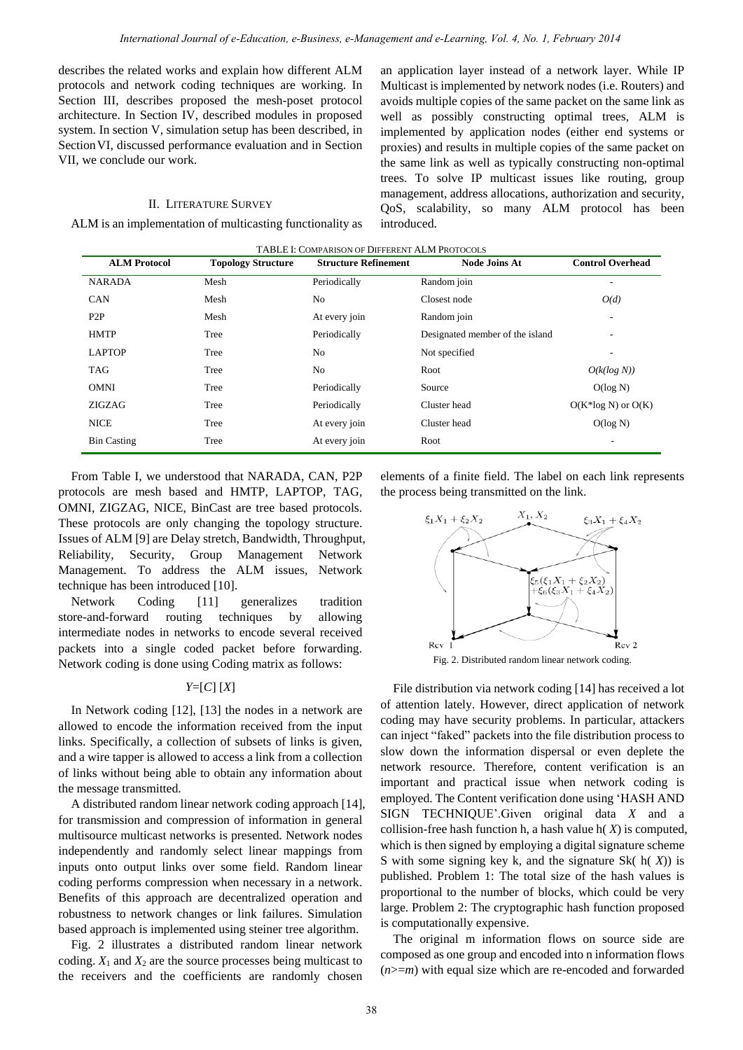describes the related works and explain how different ALM protocols and network coding techniques are working. In Section III, describes proposed the mesh-poset protocol architecture. In Section IV, described modules in proposed system. In section V, simulation setup has been described, in Section VI, discussed performance evaluation and in Section VII, we conclude our work.

## II. Literature Survey

ALM is an implementation of multicasting functionality as an application layer instead of a network layer. While IP Multicast is implemented by network nodes (i.e. Routers) and avoids multiple copies of the same packet on the same link as well as possibly constructing optimal trees, ALM is implemented by application nodes (either end systems or proxies) and results in multiple copies of the same packet on the same link as well as typically constructing non-optimal trees. To solve IP multicast issues like routing, group management, address allocations, authorization and security, QoS, scalability, so many ALM protocol has been introduced.

TABLE I: Comparison of Different ALM Protocols

| ALM Protocol | Topology Structure | Structure Refinement | Node Joins At | Control Overhead |
|---|---|---|---|---|
| NARADA | Mesh | Periodically | Random join | - |
| CAN | Mesh | No | Closest node | *O(d)* |
| P2P | Mesh | At every join | Random join | - |
| HMTP | Tree | Periodically | Designated member of the island | - |
| LAPTOP | Tree | No | Not specified | - |
| TAG | Tree | No | Root | *O(k(log N))* |
| OMNI | Tree | Periodically | Source | O(log N) |
| ZIGZAG | Tree | Periodically | Cluster head | O(K*log N) or O(K) |
| NICE | Tree | At every join | Cluster head | O(log N) |
| Bin Casting | Tree | At every join | Root | - |

From Table I, we understood that NARADA, CAN, P2P protocols are mesh based and HMTP, LAPTOP, TAG, OMNI, ZIGZAG, NICE, BinCast are tree based protocols. These protocols are only changing the topology structure. Issues of ALM [9] are Delay stretch, Bandwidth, Throughput, Reliability, Security, Group Management Network Management. To address the ALM issues, Network technique has been introduced [10].

Network Coding [11] generalizes tradition store-and-forward routing techniques by allowing intermediate nodes in networks to encode several received packets into a single coded packet before forwarding. Network coding is done using Coding matrix as follows:

$$Y=[C]\,[X]$$

In Network coding [12], [13] the nodes in a network are allowed to encode the information received from the input links. Specifically, a collection of subsets of links is given, and a wire tapper is allowed to access a link from a collection of links without being able to obtain any information about the message transmitted.

A distributed random linear network coding approach [14], for transmission and compression of information in general multisource multicast networks is presented. Network nodes independently and randomly select linear mappings from inputs onto output links over some field. Random linear coding performs compression when necessary in a network. Benefits of this approach are decentralized operation and robustness to network changes or link failures. Simulation based approach is implemented using steiner tree algorithm.

Fig. 2 illustrates a distributed random linear network coding. $X_1$ and $X_2$ are the source processes being multicast to the receivers and the coefficients are randomly chosen elements of a finite field. The label on each link represents the process being transmitted on the link.

Fig. 2. Distributed random linear network coding.

File distribution via network coding [14] has received a lot of attention lately. However, direct application of network coding may have security problems. In particular, attackers can inject "faked" packets into the file distribution process to slow down the information dispersal or even deplete the network resource. Therefore, content verification is an important and practical issue when network coding is employed. The Content verification done using 'HASH AND SIGN TECHNIQUE'.Given original data $X$ and a collision-free hash function h, a hash value h( $X$) is computed, which is then signed by employing a digital signature scheme S with some signing key k, and the signature Sk( h( $X$)) is published. Problem 1: The total size of the hash values is proportional to the number of blocks, which could be very large. Problem 2: The cryptographic hash function proposed is computationally expensive.

The original m information flows on source side are composed as one group and encoded into n information flows ($n>=m$) with equal size which are re-encoded and forwarded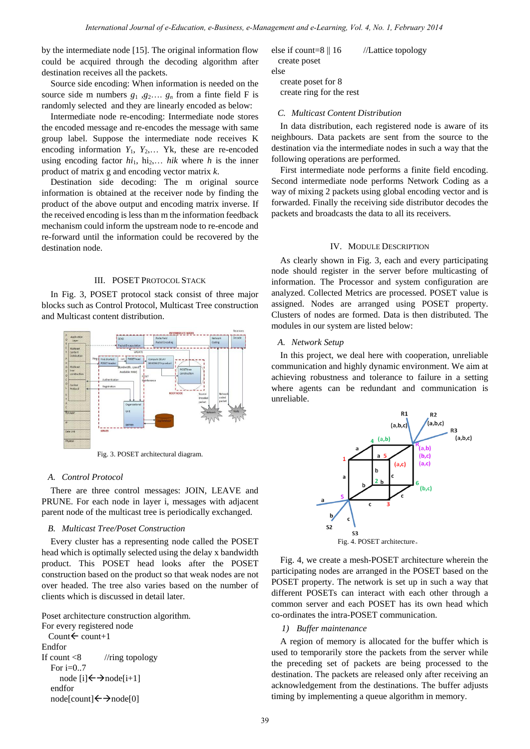by the intermediate node [15]. The original information flow could be acquired through the decoding algorithm after destination receives all the packets.

Source side encoding: When information is needed on the source side m numbers $g_1$ ,$g_2$…. $g_n$ from a finte field F is randomly selected and they are linearly encoded as below:

Intermediate node re-encoding: Intermediate node stores the encoded message and re-encodes the message with same group label. Suppose the intermediate node receives K encoding information $Y_1$, $Y_2$,… Yk, these are re-encoded using encoding factor $hi_1$, $hi_2$,… *hik* where *h* is the inner product of matrix g and encoding vector matrix *k*.

Destination side decoding: The m original source information is obtained at the receiver node by finding the product of the above output and encoding matrix inverse. If the received encoding is less than m the information feedback mechanism could inform the upstream node to re-encode and re-forward until the information could be recovered by the destination node.

## III. POSET Protocol Stack

In Fig. 3, POSET protocol stack consist of three major blocks such as Control Protocol, Multicast Tree construction and Multicast content distribution.

Fig. 3. POSET architectural diagram.

### A. Control Protocol

There are three control messages: JOIN, LEAVE and PRUNE. For each node in layer i, messages with adjacent parent node of the multicast tree is periodically exchanged.

### B. Multicast Tree/Poset Construction

Every cluster has a representing node called the POSET head which is optimally selected using the delay x bandwidth product. This POSET head looks after the POSET construction based on the product so that weak nodes are not over headed. The tree also varies based on the number of clients which is discussed in detail later.

```
Poset architecture construction algorithm.
For every registered node
  Count← count+1
Endfor
If count <8        //ring topology
  For i=0..7
    node [i]←→node[i+1]
  endfor
  node[count]←→node[0]
else if count=8 || 16      //Lattice topology
  create poset
else
  create poset for 8
  create ring for the rest
```

### C. Multicast Content Distribution

In data distribution, each registered node is aware of its neighbours. Data packets are sent from the source to the destination via the intermediate nodes in such a way that the following operations are performed.

First intermediate node performs a finite field encoding. Second intermediate node performs Network Coding as a way of mixing 2 packets using global encoding vector and is forwarded. Finally the receiving side distributor decodes the packets and broadcasts the data to all its receivers.

## IV. Module Description

As clearly shown in Fig. 3, each and every participating node should register in the server before multicasting of information. The Processor and system configuration are analyzed. Collected Metrics are processed. POSET value is assigned. Nodes are arranged using POSET property. Clusters of nodes are formed. Data is then distributed. The modules in our system are listed below:

### A. Network Setup

In this project, we deal here with cooperation, unreliable communication and highly dynamic environment. We aim at achieving robustness and tolerance to failure in a setting where agents can be redundant and communication is unreliable.

Fig. 4. POSET architecture。

Fig. 4, we create a mesh-POSET architecture wherein the participating nodes are arranged in the POSET based on the POSET property. The network is set up in such a way that different POSETs can interact with each other through a common server and each POSET has its own head which co-ordinates the intra-POSET communication.

#### 1) Buffer maintenance

A region of memory is allocated for the buffer which is used to temporarily store the packets from the server while the preceding set of packets are being processed to the destination. The packets are released only after receiving an acknowledgement from the destinations. The buffer adjusts timing by implementing a queue algorithm in memory.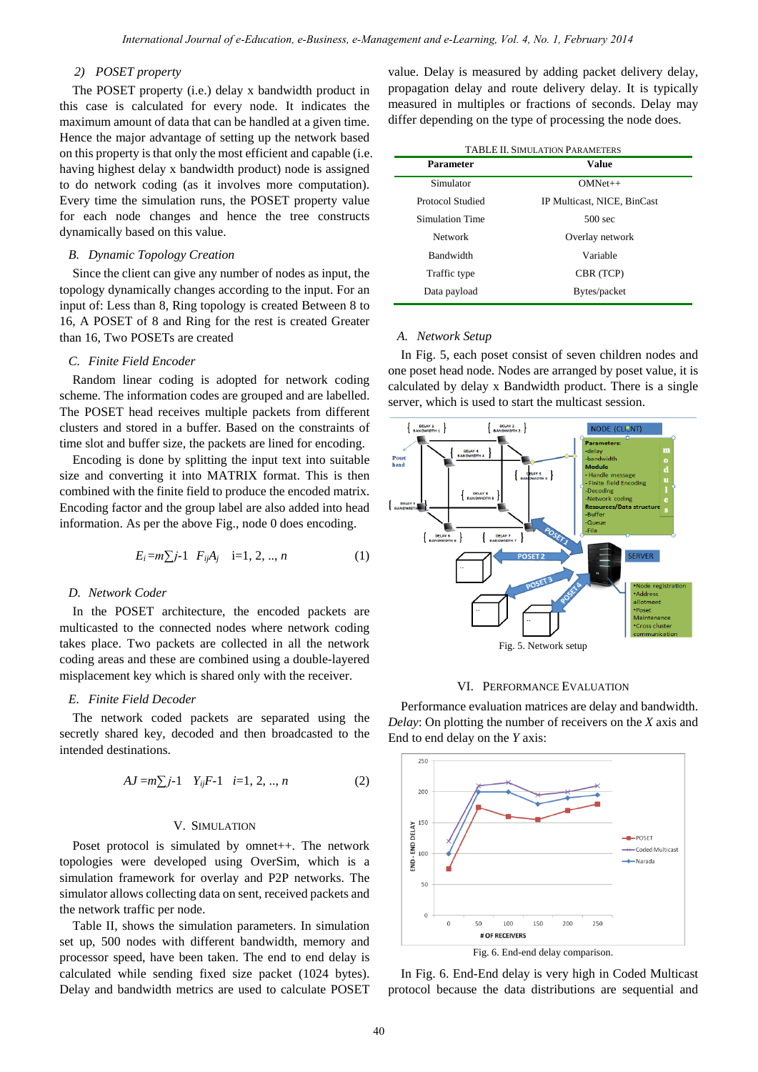### 2) POSET property

The POSET property (i.e.) delay x bandwidth product in this case is calculated for every node. It indicates the maximum amount of data that can be handled at a given time. Hence the major advantage of setting up the network based on this property is that only the most efficient and capable (i.e. having highest delay x bandwidth product) node is assigned to do network coding (as it involves more computation). Every time the simulation runs, the POSET property value for each node changes and hence the tree constructs dynamically based on this value.

## B. Dynamic Topology Creation

Since the client can give any number of nodes as input, the topology dynamically changes according to the input. For an input of: Less than 8, Ring topology is created Between 8 to 16, A POSET of 8 and Ring for the rest is created Greater than 16, Two POSETs are created

## C. Finite Field Encoder

Random linear coding is adopted for network coding scheme. The information codes are grouped and are labelled. The POSET head receives multiple packets from different clusters and stored in a buffer. Based on the constraints of time slot and buffer size, the packets are lined for encoding.

Encoding is done by splitting the input text into suitable size and converting it into MATRIX format. This is then combined with the finite field to produce the encoded matrix. Encoding factor and the group label are also added into head information. As per the above Fig., node 0 does encoding.

$$E_i = m\sum j\text{-}1 \quad F_{ij}A_j \quad i=1, 2, .., n \tag{1}$$

## D. Network Coder

In the POSET architecture, the encoded packets are multicasted to the connected nodes where network coding takes place. Two packets are collected in all the network coding areas and these are combined using a double-layered misplacement key which is shared only with the receiver.

## E. Finite Field Decoder

The network coded packets are separated using the secretly shared key, decoded and then broadcasted to the intended destinations.

$$AJ = m\sum j\text{-}1 \quad Y_{ij}F\text{-}1 \quad i=1, 2, .., n \tag{2}$$

# V. Simulation

Poset protocol is simulated by omnet++. The network topologies were developed using OverSim, which is a simulation framework for overlay and P2P networks. The simulator allows collecting data on sent, received packets and the network traffic per node.

Table II, shows the simulation parameters. In simulation set up, 500 nodes with different bandwidth, memory and processor speed, have been taken. The end to end delay is calculated while sending fixed size packet (1024 bytes). Delay and bandwidth metrics are used to calculate POSET value. Delay is measured by adding packet delivery delay, propagation delay and route delivery delay. It is typically measured in multiples or fractions of seconds. Delay may differ depending on the type of processing the node does.

TABLE II. Simulation Parameters

| Parameter | Value |
|---|---|
| Simulator | OMNet++ |
| Protocol Studied | IP Multicast, NICE, BinCast |
| Simulation Time | 500 sec |
| Network | Overlay network |
| Bandwidth | Variable |
| Traffic type | CBR (TCP) |
| Data payload | Bytes/packet |

## A. Network Setup

In Fig. 5, each poset consist of seven children nodes and one poset head node. Nodes are arranged by poset value, it is calculated by delay x Bandwidth product. There is a single server, which is used to start the multicast session.

Fig. 5. Network setup

# VI. Performance Evaluation

Performance evaluation matrices are delay and bandwidth. *Delay*: On plotting the number of receivers on the *X* axis and End to end delay on the *Y* axis:

Fig. 6. End-end delay comparison.

In Fig. 6. End-End delay is very high in Coded Multicast protocol because the data distributions are sequential and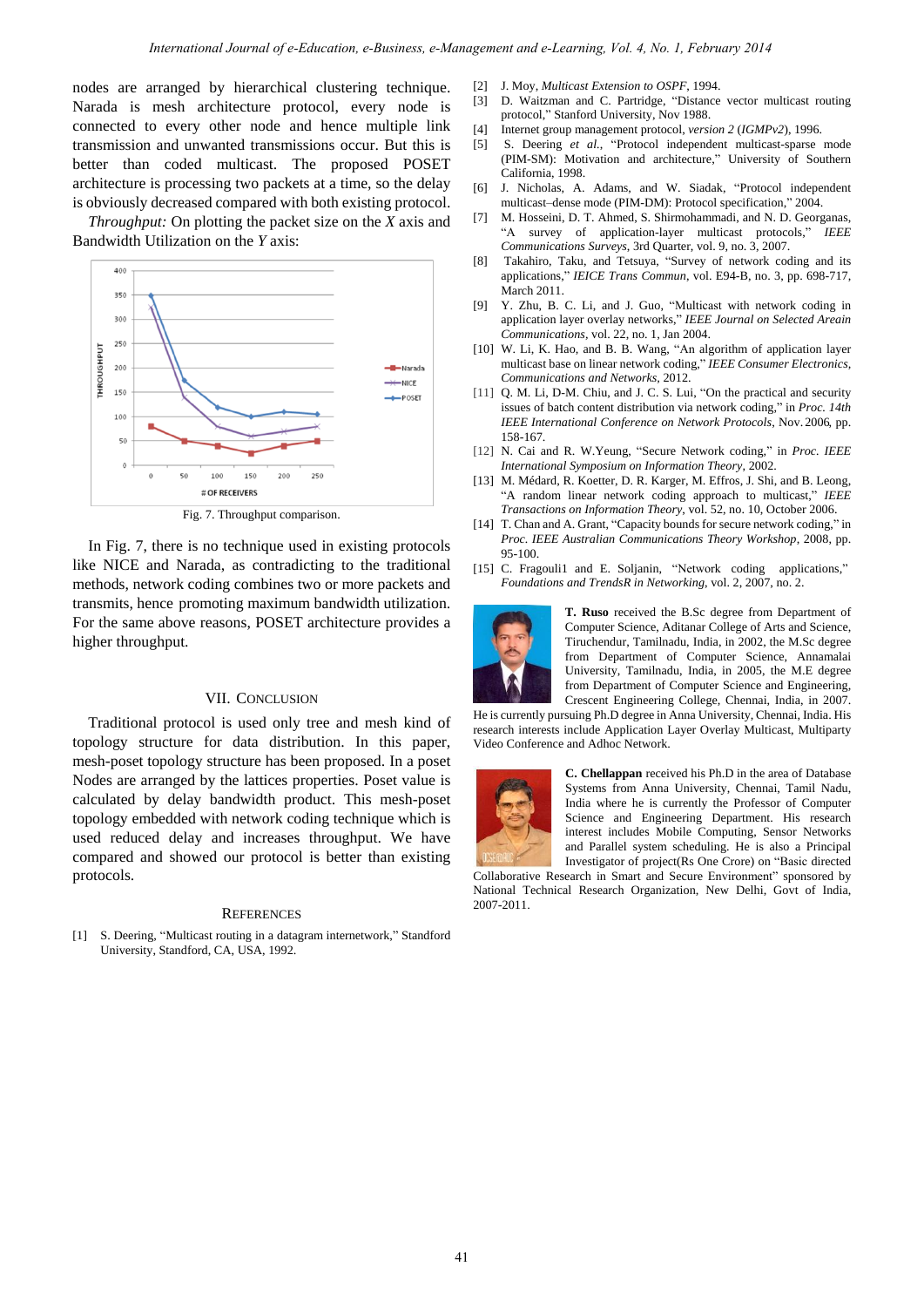nodes are arranged by hierarchical clustering technique. Narada is mesh architecture protocol, every node is connected to every other node and hence multiple link transmission and unwanted transmissions occur. But this is better than coded multicast. The proposed POSET architecture is processing two packets at a time, so the delay is obviously decreased compared with both existing protocol.

*Throughput:* On plotting the packet size on the *X* axis and Bandwidth Utilization on the *Y* axis:

THROUGHPUT

400
350
300
250
200
150
100
50
0

0 50 100 150 200 250

# OF RECEIVERS

Narada
NICE
POSET

Fig. 7. Throughput comparison.

In Fig. 7, there is no technique used in existing protocols like NICE and Narada, as contradicting to the traditional methods, network coding combines two or more packets and transmits, hence promoting maximum bandwidth utilization. For the same above reasons, POSET architecture provides a higher throughput.

## VII. Conclusion

Traditional protocol is used only tree and mesh kind of topology structure for data distribution. In this paper, mesh-poset topology structure has been proposed. In a poset Nodes are arranged by the lattices properties. Poset value is calculated by delay bandwidth product. This mesh-poset topology embedded with network coding technique which is used reduced delay and increases throughput. We have compared and showed our protocol is better than existing protocols.

## References

[1] S. Deering, "Multicast routing in a datagram internetwork," Standford University, Standford, CA, USA, 1992.

[2] J. Moy, *Multicast Extension to OSPF*, 1994.

[3] D. Waitzman and C. Partridge, "Distance vector multicast routing protocol," Stanford University, Nov 1988.

[4] Internet group management protocol, *version 2* (*IGMPv2*), 1996.

[5] S. Deering *et al.*, "Protocol independent multicast-sparse mode (PIM-SM): Motivation and architecture," University of Southern California, 1998.

[6] J. Nicholas, A. Adams, and W. Siadak, "Protocol independent multicast–dense mode (PIM-DM): Protocol specification," 2004.

[7] M. Hosseini, D. T. Ahmed, S. Shirmohammadi, and N. D. Georganas, "A survey of application-layer multicast protocols," *IEEE Communications Surveys*, 3rd Quarter, vol. 9, no. 3, 2007.

[8] Takahiro, Taku, and Tetsuya, "Survey of network coding and its applications," *IEICE Trans Commun*, vol. E94-B, no. 3, pp. 698-717, March 2011.

[9] Y. Zhu, B. C. Li, and J. Guo, "Multicast with network coding in application layer overlay networks," *IEEE Journal on Selected Areain Communications*, vol. 22, no. 1, Jan 2004.

[10] W. Li, K. Hao, and B. B. Wang, "An algorithm of application layer multicast base on linear network coding," *IEEE Consumer Electronics, Communications and Networks*, 2012.

[11] Q. M. Li, D-M. Chiu, and J. C. S. Lui, "On the practical and security issues of batch content distribution via network coding," in *Proc. 14th IEEE International Conference on Network Protocols*, Nov. 2006, pp. 158-167.

[12] N. Cai and R. W.Yeung, "Secure Network coding," in *Proc. IEEE International Symposium on Information Theory*, 2002.

[13] M. Médard, R. Koetter, D. R. Karger, M. Effros, J. Shi, and B. Leong, "A random linear network coding approach to multicast," *IEEE Transactions on Information Theory*, vol. 52, no. 10, October 2006.

[14] T. Chan and A. Grant, "Capacity bounds for secure network coding," in *Proc. IEEE Australian Communications Theory Workshop*, 2008, pp. 95-100.

[15] C. Fragouli1 and E. Soljanin, "Network coding applications," *Foundations and TrendsR in Networking*, vol. 2, 2007, no. 2.

**T. Ruso** received the B.Sc degree from Department of Computer Science, Aditanar College of Arts and Science, Tiruchendur, Tamilnadu, India, in 2002, the M.Sc degree from Department of Computer Science, Annamalai University, Tamilnadu, India, in 2005, the M.E degree from Department of Computer Science and Engineering, Crescent Engineering College, Chennai, India, in 2007. He is currently pursuing Ph.D degree in Anna University, Chennai, India. His research interests include Application Layer Overlay Multicast, Multiparty Video Conference and Adhoc Network.

**C. Chellappan** received his Ph.D in the area of Database Systems from Anna University, Chennai, Tamil Nadu, India where he is currently the Professor of Computer Science and Engineering Department. His research interest includes Mobile Computing, Sensor Networks and Parallel system scheduling. He is also a Principal Investigator of project(Rs One Crore) on "Basic directed Collaborative Research in Smart and Secure Environment" sponsored by National Technical Research Organization, New Delhi, Govt of India, 2007-2011.